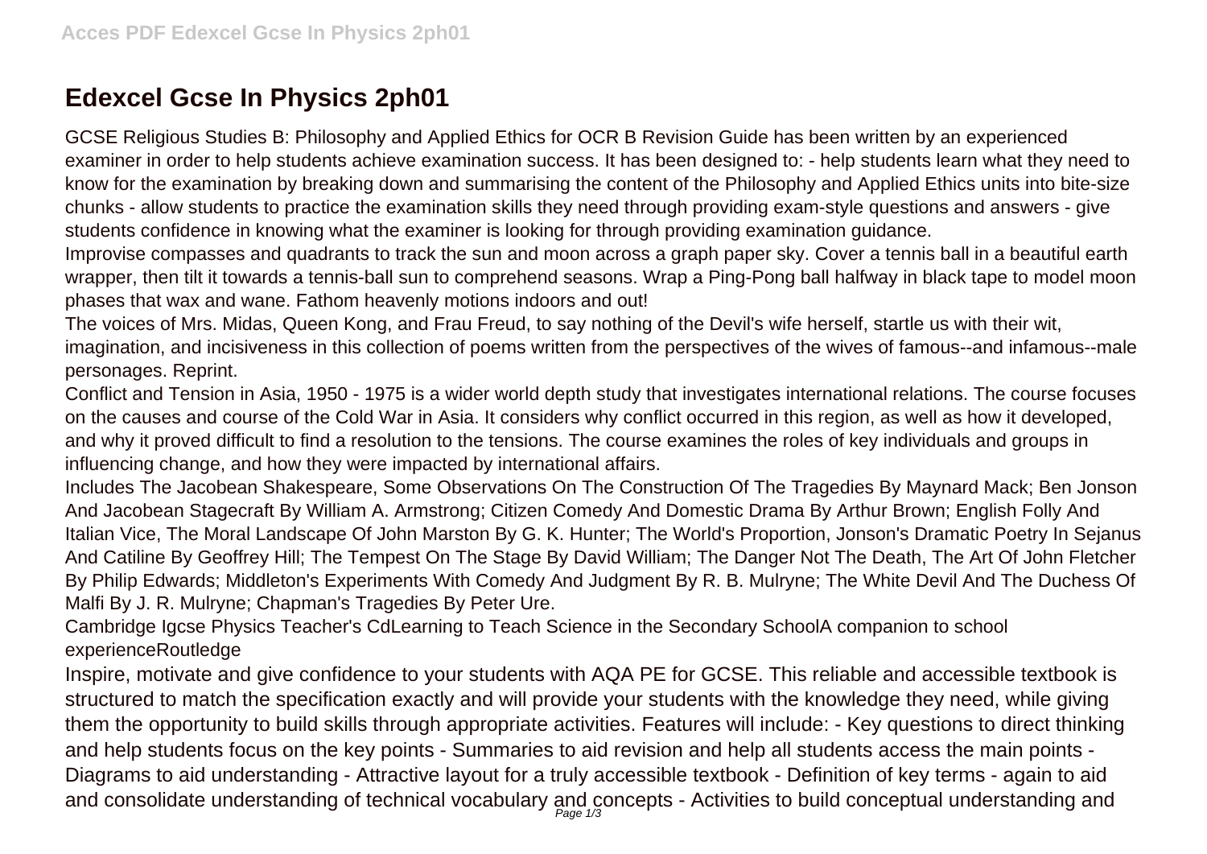# Edexcel Gcse In Physics 2ph01

GCSE Religious Studies B: Philosophy and Applied Ethics for OCR B Revision Guide has been written by an experienced examiner in order to help students achieve examination success. It has been designed to: - help students learn what they need to know for the examination by breaking down and summarising the content of the Philosophy and Applied Ethics units into bite-size chunks - allow students to practice the examination skills they need through providing exam-style questions and answers - give students confidence in knowing what the examiner is looking for through providing examination guidance.

Improvise compasses and quadrants to track the sun and moon across a graph paper sky. Cover a tennis ball in a beautiful earth wrapper, then tilt it towards a tennis-ball sun to comprehend seasons. Wrap a Ping-Pong ball halfway in black tape to model moon phases that wax and wane. Fathom heavenly motions indoors and out!

The voices of Mrs. Midas, Queen Kong, and Frau Freud, to say nothing of the Devil's wife herself, startle us with their wit, imagination, and incisiveness in this collection of poems written from the perspectives of the wives of famous--and infamous--male personages. Reprint.

Conflict and Tension in Asia, 1950 - 1975 is a wider world depth study that investigates international relations. The course focuses on the causes and course of the Cold War in Asia. It considers why conflict occurred in this region, as well as how it developed, and why it proved difficult to find a resolution to the tensions. The course examines the roles of key individuals and groups in influencing change, and how they were impacted by international affairs.

Includes The Jacobean Shakespeare, Some Observations On The Construction Of The Tragedies By Maynard Mack; Ben Jonson And Jacobean Stagecraft By William A. Armstrong; Citizen Comedy And Domestic Drama By Arthur Brown; English Folly And Italian Vice, The Moral Landscape Of John Marston By G. K. Hunter; The World's Proportion, Jonson's Dramatic Poetry In Sejanus And Catiline By Geoffrey Hill; The Tempest On The Stage By David William; The Danger Not The Death, The Art Of John Fletcher By Philip Edwards; Middleton's Experiments With Comedy And Judgment By R. B. Mulryne; The White Devil And The Duchess Of Malfi By J. R. Mulryne; Chapman's Tragedies By Peter Ure.

Cambridge Igcse Physics Teacher's CdLearning to Teach Science in the Secondary SchoolA companion to school experienceRoutledge

Inspire, motivate and give confidence to your students with AQA PE for GCSE. This reliable and accessible textbook is structured to match the specification exactly and will provide your students with the knowledge they need, while giving them the opportunity to build skills through appropriate activities. Features will include: - Key questions to direct thinking and help students focus on the key points - Summaries to aid revision and help all students access the main points - Diagrams to aid understanding - Attractive layout for a truly accessible textbook - Definition of key terms - again to aid and consolidate understanding of technical vocabulary and concepts - Activities to build conceptual understanding and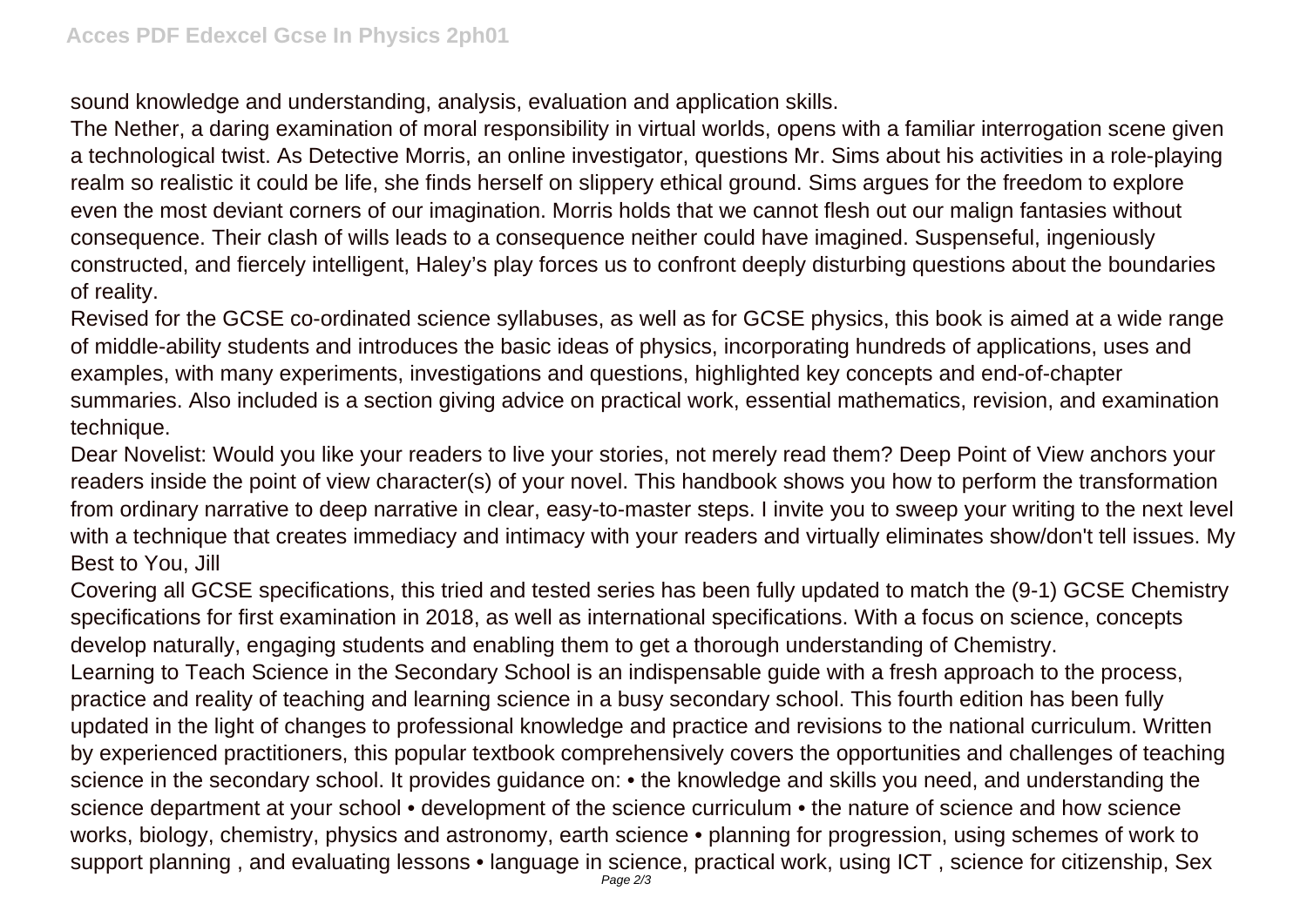sound knowledge and understanding, analysis, evaluation and application skills.

The Nether, a daring examination of moral responsibility in virtual worlds, opens with a familiar interrogation scene given a technological twist. As Detective Morris, an online investigator, questions Mr. Sims about his activities in a role-playing realm so realistic it could be life, she finds herself on slippery ethical ground. Sims argues for the freedom to explore even the most deviant corners of our imagination. Morris holds that we cannot flesh out our malign fantasies without consequence. Their clash of wills leads to a consequence neither could have imagined. Suspenseful, ingeniously constructed, and fiercely intelligent, Haley's play forces us to confront deeply disturbing questions about the boundaries of reality.

Revised for the GCSE co-ordinated science syllabuses, as well as for GCSE physics, this book is aimed at a wide range of middle-ability students and introduces the basic ideas of physics, incorporating hundreds of applications, uses and examples, with many experiments, investigations and questions, highlighted key concepts and end-of-chapter summaries. Also included is a section giving advice on practical work, essential mathematics, revision, and examination technique.

Dear Novelist: Would you like your readers to live your stories, not merely read them? Deep Point of View anchors your readers inside the point of view character(s) of your novel. This handbook shows you how to perform the transformation from ordinary narrative to deep narrative in clear, easy-to-master steps. I invite you to sweep your writing to the next level with a technique that creates immediacy and intimacy with your readers and virtually eliminates show/don't tell issues. My Best to You, Jill

Covering all GCSE specifications, this tried and tested series has been fully updated to match the (9-1) GCSE Chemistry specifications for first examination in 2018, as well as international specifications. With a focus on science, concepts develop naturally, engaging students and enabling them to get a thorough understanding of Chemistry.

Learning to Teach Science in the Secondary School is an indispensable guide with a fresh approach to the process, practice and reality of teaching and learning science in a busy secondary school. This fourth edition has been fully updated in the light of changes to professional knowledge and practice and revisions to the national curriculum. Written by experienced practitioners, this popular textbook comprehensively covers the opportunities and challenges of teaching science in the secondary school. It provides guidance on: • the knowledge and skills you need, and understanding the science department at your school • development of the science curriculum • the nature of science and how science works, biology, chemistry, physics and astronomy, earth science • planning for progression, using schemes of work to support planning , and evaluating lessons • language in science, practical work, using ICT , science for citizenship, Sex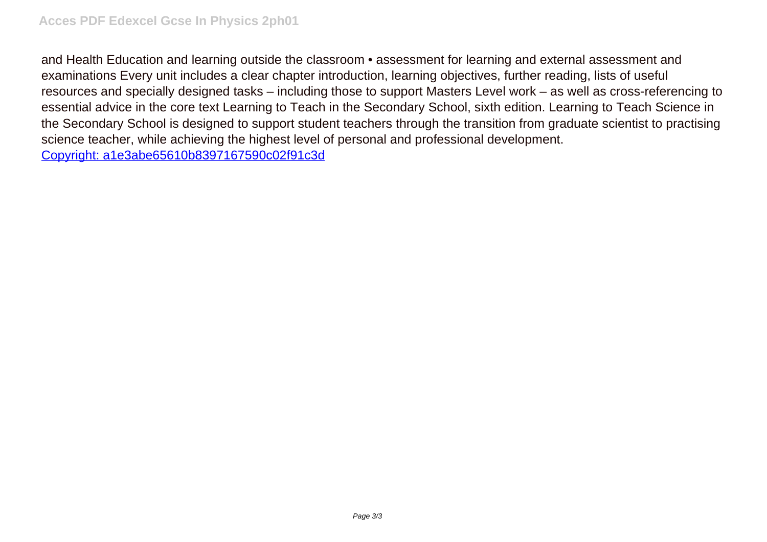and Health Education and learning outside the classroom • assessment for learning and external assessment and examinations Every unit includes a clear chapter introduction, learning objectives, further reading, lists of useful resources and specially designed tasks – including those to support Masters Level work – as well as cross-referencing to essential advice in the core text Learning to Teach in the Secondary School, sixth edition. Learning to Teach Science in the Secondary School is designed to support student teachers through the transition from graduate scientist to practising science teacher, while achieving the highest level of personal and professional development.

Copyright: a1e3abe65610b8397167590c02f91c3d